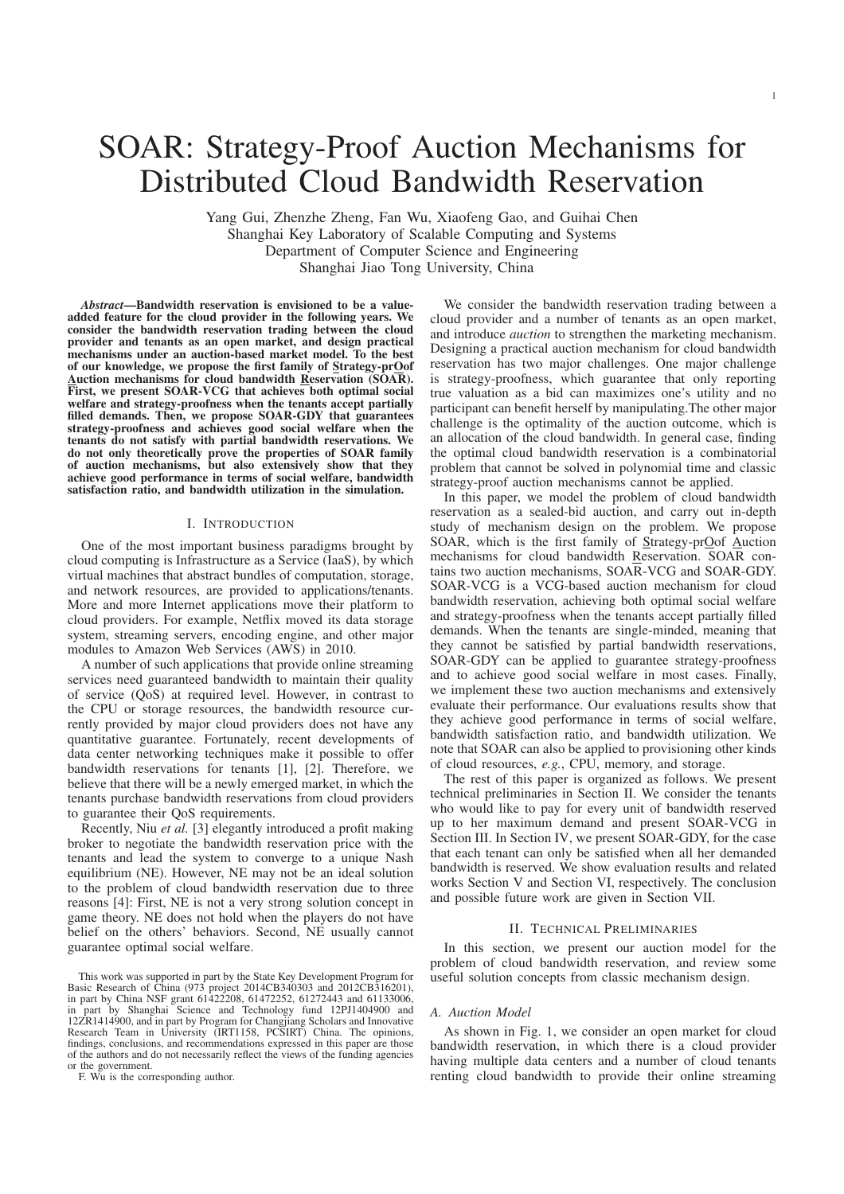# SOAR: Strategy-Proof Auction Mechanisms for Distributed Cloud Bandwidth Reservation

Yang Gui, Zhenzhe Zheng, Fan Wu, Xiaofeng Gao, and Guihai Chen
Shanghai Key Laboratory of Scalable Computing and Systems
Department of Computer Science and Engineering
Shanghai Jiao Tong University, China

***Abstract*—Bandwidth reservation is envisioned to be a value-added feature for the cloud provider in the following years. We consider the bandwidth reservation trading between the cloud provider and tenants as an open market, and design practical mechanisms under an auction-based market model. To the best of our knowledge, we propose the first family of Strategy-prOof Auction mechanisms for cloud bandwidth Reservation (SOAR). First, we present SOAR-VCG that achieves both optimal social welfare and strategy-proofness when the tenants accept partially filled demands. Then, we propose SOAR-GDY that guarantees strategy-proofness and achieves good social welfare when the tenants do not satisfy with partial bandwidth reservations. We do not only theoretically prove the properties of SOAR family of auction mechanisms, but also extensively show that they achieve good performance in terms of social welfare, bandwidth satisfaction ratio, and bandwidth utilization in the simulation.**

## I. Introduction

One of the most important business paradigms brought by cloud computing is Infrastructure as a Service (IaaS), by which virtual machines that abstract bundles of computation, storage, and network resources, are provided to applications/tenants. More and more Internet applications move their platform to cloud providers. For example, Netflix moved its data storage system, streaming servers, encoding engine, and other major modules to Amazon Web Services (AWS) in 2010.

A number of such applications that provide online streaming services need guaranteed bandwidth to maintain their quality of service (QoS) at required level. However, in contrast to the CPU or storage resources, the bandwidth resource currently provided by major cloud providers does not have any quantitative guarantee. Fortunately, recent developments of data center networking techniques make it possible to offer bandwidth reservations for tenants [1], [2]. Therefore, we believe that there will be a newly emerged market, in which the tenants purchase bandwidth reservations from cloud providers to guarantee their QoS requirements.

Recently, Niu *et al.* [3] elegantly introduced a profit making broker to negotiate the bandwidth reservation price with the tenants and lead the system to converge to a unique Nash equilibrium (NE). However, NE may not be an ideal solution to the problem of cloud bandwidth reservation due to three reasons [4]: First, NE is not a very strong solution concept in game theory. NE does not hold when the players do not have belief on the others' behaviors. Second, NE usually cannot guarantee optimal social welfare.

This work was supported in part by the State Key Development Program for Basic Research of China (973 project 2014CB340303 and 2012CB316201), in part by China NSF grant 61422208, 61472252, 61272443 and 61133006, in part by Shanghai Science and Technology fund 12PJ1404900 and 12ZR1414900, and in part by Program for Changjiang Scholars and Innovative Research Team in University (IRT1158, PCSIRT) China. The opinions, findings, conclusions, and recommendations expressed in this paper are those of the authors and do not necessarily reflect the views of the funding agencies or the government.

F. Wu is the corresponding author.

We consider the bandwidth reservation trading between a cloud provider and a number of tenants as an open market, and introduce *auction* to strengthen the marketing mechanism. Designing a practical auction mechanism for cloud bandwidth reservation has two major challenges. One major challenge is strategy-proofness, which guarantee that only reporting true valuation as a bid can maximizes one's utility and no participant can benefit herself by manipulating.The other major challenge is the optimality of the auction outcome, which is an allocation of the cloud bandwidth. In general case, finding the optimal cloud bandwidth reservation is a combinatorial problem that cannot be solved in polynomial time and classic strategy-proof auction mechanisms cannot be applied.

In this paper, we model the problem of cloud bandwidth reservation as a sealed-bid auction, and carry out in-depth study of mechanism design on the problem. We propose SOAR, which is the first family of Strategy-prOof Auction mechanisms for cloud bandwidth Reservation. SOAR contains two auction mechanisms, SOAR-VCG and SOAR-GDY. SOAR-VCG is a VCG-based auction mechanism for cloud bandwidth reservation, achieving both optimal social welfare and strategy-proofness when the tenants accept partially filled demands. When the tenants are single-minded, meaning that they cannot be satisfied by partial bandwidth reservations, SOAR-GDY can be applied to guarantee strategy-proofness and to achieve good social welfare in most cases. Finally, we implement these two auction mechanisms and extensively evaluate their performance. Our evaluations results show that they achieve good performance in terms of social welfare, bandwidth satisfaction ratio, and bandwidth utilization. We note that SOAR can also be applied to provisioning other kinds of cloud resources, *e.g.*, CPU, memory, and storage.

The rest of this paper is organized as follows. We present technical preliminaries in Section II. We consider the tenants who would like to pay for every unit of bandwidth reserved up to her maximum demand and present SOAR-VCG in Section III. In Section IV, we present SOAR-GDY, for the case that each tenant can only be satisfied when all her demanded bandwidth is reserved. We show evaluation results and related works Section V and Section VI, respectively. The conclusion and possible future work are given in Section VII.

## II. Technical Preliminaries

In this section, we present our auction model for the problem of cloud bandwidth reservation, and review some useful solution concepts from classic mechanism design.

### A. Auction Model

As shown in Fig. 1, we consider an open market for cloud bandwidth reservation, in which there is a cloud provider having multiple data centers and a number of cloud tenants renting cloud bandwidth to provide their online streaming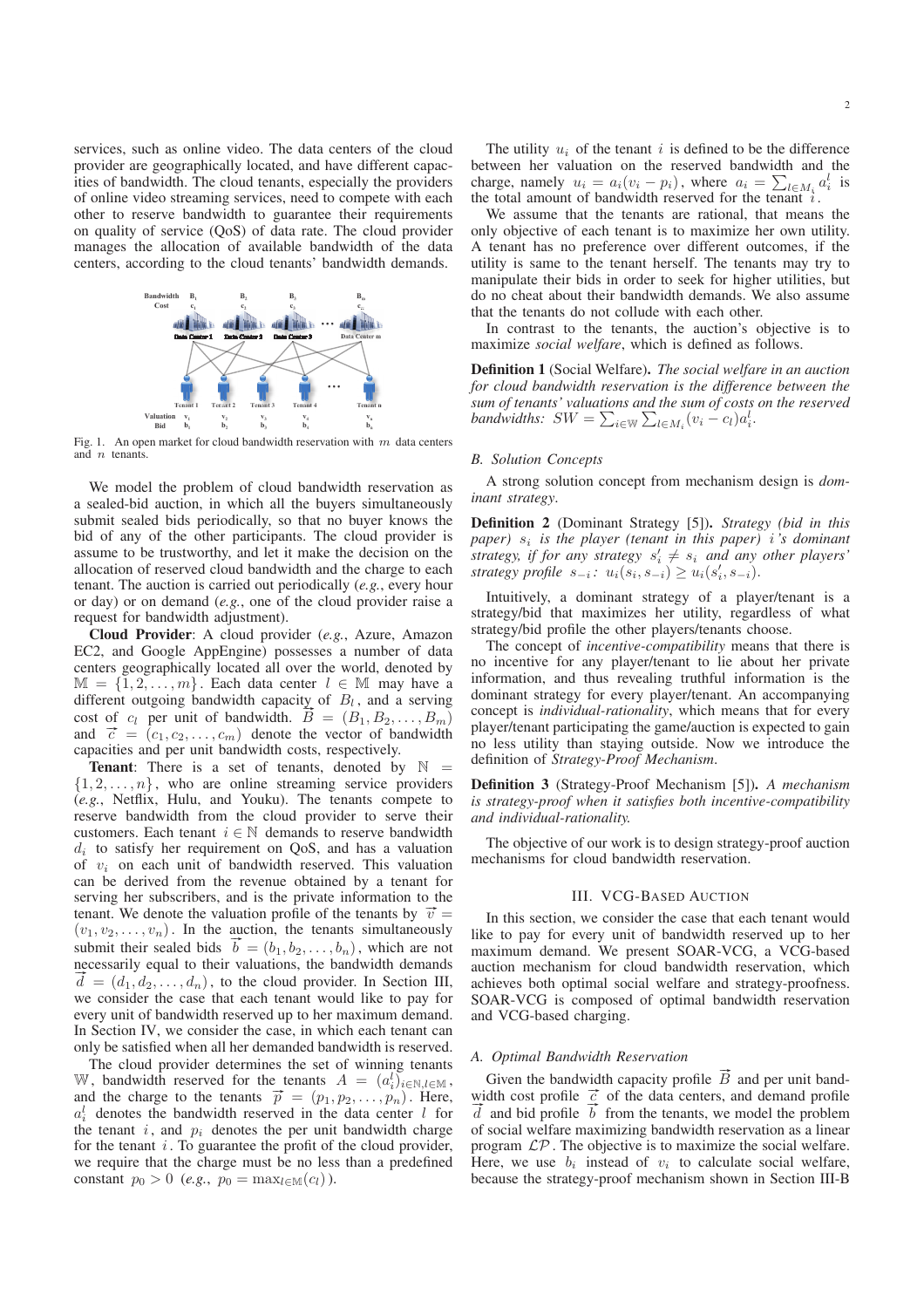services, such as online video. The data centers of the cloud provider are geographically located, and have different capacities of bandwidth. The cloud tenants, especially the providers of online video streaming services, need to compete with each other to reserve bandwidth to guarantee their requirements on quality of service (QoS) of data rate. The cloud provider manages the allocation of available bandwidth of the data centers, according to the cloud tenants' bandwidth demands.

Fig. 1. An open market for cloud bandwidth reservation with $m$ data centers and $n$ tenants.

We model the problem of cloud bandwidth reservation as a sealed-bid auction, in which all the buyers simultaneously submit sealed bids periodically, so that no buyer knows the bid of any of the other participants. The cloud provider is assume to be trustworthy, and let it make the decision on the allocation of reserved cloud bandwidth and the charge to each tenant. The auction is carried out periodically (*e.g.*, every hour or day) or on demand (*e.g.*, one of the cloud provider raise a request for bandwidth adjustment).

**Cloud Provider**: A cloud provider (*e.g.*, Azure, Amazon EC2, and Google AppEngine) possesses a number of data centers geographically located all over the world, denoted by $\mathbb{M} = \{1, 2, \ldots, m\}$. Each data center $l \in \mathbb{M}$ may have a different outgoing bandwidth capacity of $B_l$, and a serving cost of $c_l$ per unit of bandwidth. $\vec{B} = (B_1, B_2, \ldots, B_m)$ and $\vec{c} = (c_1, c_2, \ldots, c_m)$ denote the vector of bandwidth capacities and per unit bandwidth costs, respectively.

**Tenant**: There is a set of tenants, denoted by $\mathbb{N} = \{1, 2, \ldots, n\}$, who are online streaming service providers (*e.g.*, Netflix, Hulu, and Youku). The tenants compete to reserve bandwidth from the cloud provider to serve their customers. Each tenant $i \in \mathbb{N}$ demands to reserve bandwidth $d_i$ to satisfy her requirement on QoS, and has a valuation of $v_i$ on each unit of bandwidth reserved. This valuation can be derived from the revenue obtained by a tenant for serving her subscribers, and is the private information to the tenant. We denote the valuation profile of the tenants by $\vec{v} = (v_1, v_2, \ldots, v_n)$. In the auction, the tenants simultaneously submit their sealed bids $\vec{b} = (b_1, b_2, \ldots, b_n)$, which are not necessarily equal to their valuations, the bandwidth demands $\vec{d} = (d_1, d_2, \ldots, d_n)$, to the cloud provider. In Section III, we consider the case that each tenant would like to pay for every unit of bandwidth reserved up to her maximum demand. In Section IV, we consider the case, in which each tenant can only be satisfied when all her demanded bandwidth is reserved.

The cloud provider determines the set of winning tenants $\mathbb{W}$, bandwidth reserved for the tenants $A = (a_i^l)_{i \in \mathbb{N}, l \in \mathbb{M}}$, and the charge to the tenants $\vec{p} = (p_1, p_2, \ldots, p_n)$. Here, $a_i^l$ denotes the bandwidth reserved in the data center $l$ for the tenant $i$, and $p_i$ denotes the per unit bandwidth charge for the tenant $i$. To guarantee the profit of the cloud provider, we require that the charge must be no less than a predefined constant $p_0 > 0$ (*e.g.*, $p_0 = \max_{l \in \mathbb{M}}(c_l)$).

The utility $u_i$ of the tenant $i$ is defined to be the difference between her valuation on the reserved bandwidth and the charge, namely $u_i = a_i(v_i - p_i)$, where $a_i = \sum_{l \in M_i} a_i^l$ is the total amount of bandwidth reserved for the tenant $i$.

We assume that the tenants are rational, that means the only objective of each tenant is to maximize her own utility. A tenant has no preference over different outcomes, if the utility is same to the tenant herself. The tenants may try to manipulate their bids in order to seek for higher utilities, but do no cheat about their bandwidth demands. We also assume that the tenants do not collude with each other.

In contrast to the tenants, the auction's objective is to maximize *social welfare*, which is defined as follows.

**Definition 1** (Social Welfare). *The social welfare in an auction for cloud bandwidth reservation is the difference between the sum of tenants' valuations and the sum of costs on the reserved bandwidths: $SW = \sum_{i \in \mathbb{W}} \sum_{l \in M_i} (v_i - c_l) a_i^l$.*

### B. Solution Concepts

A strong solution concept from mechanism design is *dominant strategy*.

**Definition 2** (Dominant Strategy [5]). *Strategy (bid in this paper) $s_i$ is the player (tenant in this paper) $i$'s dominant strategy, if for any strategy $s_i' \neq s_i$ and any other players' strategy profile $s_{-i}$: $u_i(s_i, s_{-i}) \geq u_i(s_i', s_{-i})$.*

Intuitively, a dominant strategy of a player/tenant is a strategy/bid that maximizes her utility, regardless of what strategy/bid profile the other players/tenants choose.

The concept of *incentive-compatibility* means that there is no incentive for any player/tenant to lie about her private information, and thus revealing truthful information is the dominant strategy for every player/tenant. An accompanying concept is *individual-rationality*, which means that for every player/tenant participating the game/auction is expected to gain no less utility than staying outside. Now we introduce the definition of *Strategy-Proof Mechanism*.

**Definition 3** (Strategy-Proof Mechanism [5]). *A mechanism is strategy-proof when it satisfies both incentive-compatibility and individual-rationality.*

The objective of our work is to design strategy-proof auction mechanisms for cloud bandwidth reservation.

## III. VCG-Based Auction

In this section, we consider the case that each tenant would like to pay for every unit of bandwidth reserved up to her maximum demand. We present SOAR-VCG, a VCG-based auction mechanism for cloud bandwidth reservation, which achieves both optimal social welfare and strategy-proofness. SOAR-VCG is composed of optimal bandwidth reservation and VCG-based charging.

### A. Optimal Bandwidth Reservation

Given the bandwidth capacity profile $\vec{B}$ and per unit bandwidth cost profile $\vec{c}$ of the data centers, and demand profile $\vec{d}$ and bid profile $\vec{b}$ from the tenants, we model the problem of social welfare maximizing bandwidth reservation as a linear program $\mathcal{LP}$. The objective is to maximize the social welfare. Here, we use $b_i$ instead of $v_i$ to calculate social welfare, because the strategy-proof mechanism shown in Section III-B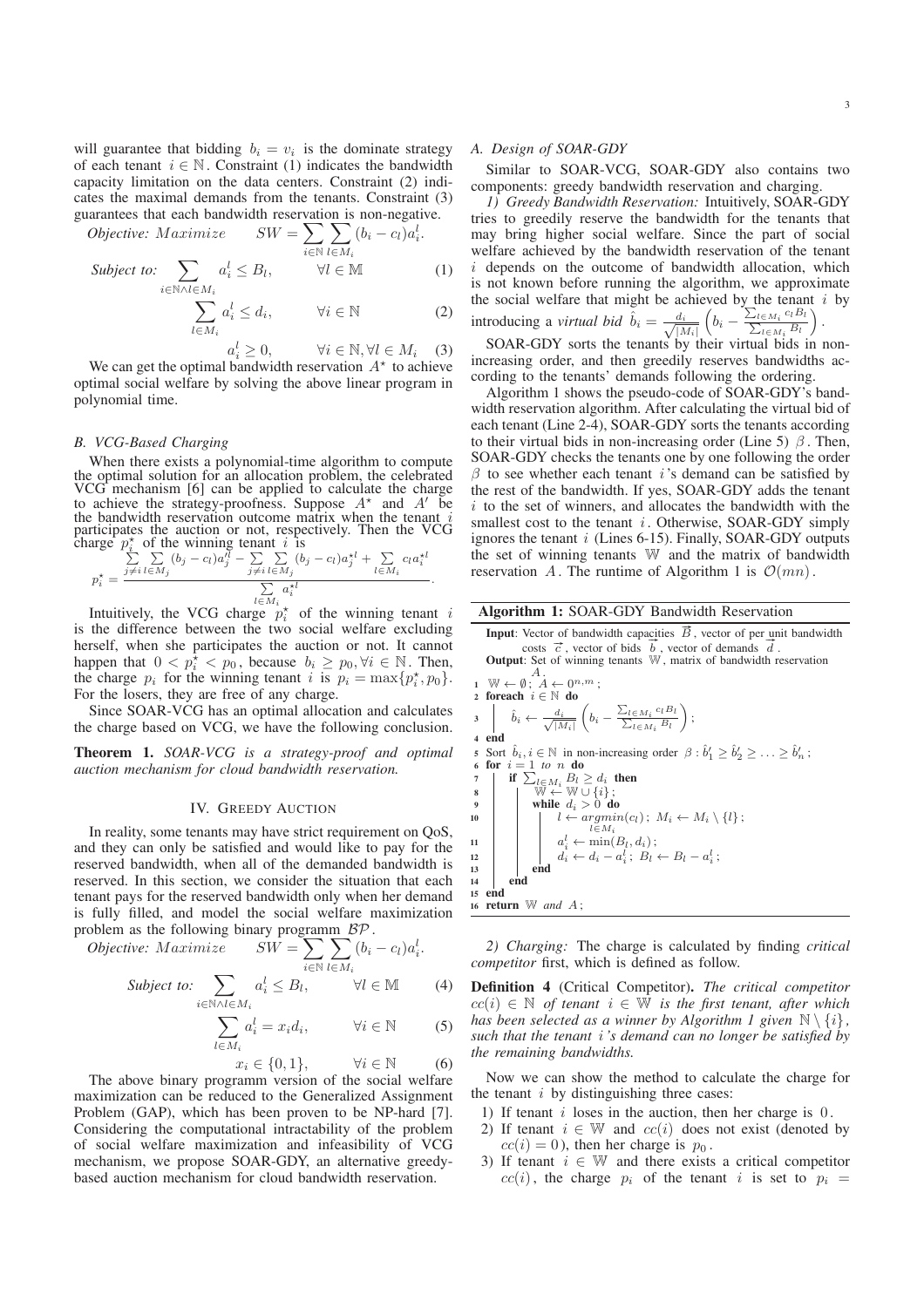will guarantee that bidding $b_i = v_i$ is the dominate strategy of each tenant $i \in \mathbb{N}$. Constraint (1) indicates the bandwidth capacity limitation on the data centers. Constraint (2) indicates the maximal demands from the tenants. Constraint (3) guarantees that each bandwidth reservation is non-negative.

*Objective:* $Maximize \quad SW = \sum_{i\in\mathbb{N}}\sum_{l\in M_i}(b_i - c_l)a_i^l.$

$$\textit{Subject to:} \sum_{i\in\mathbb{N}\wedge l\in M_i} a_i^l \le B_l, \qquad \forall l \in \mathbb{M} \tag{1}$$

$$\sum_{l\in M_i} a_i^l \le d_i, \qquad \forall i \in \mathbb{N} \tag{2}$$

$$a_i^l \ge 0, \qquad \forall i \in \mathbb{N}, \forall l \in M_i \tag{3}$$

We can get the optimal bandwidth reservation $A^\star$ to achieve optimal social welfare by solving the above linear program in polynomial time.

### B. VCG-Based Charging

When there exists a polynomial-time algorithm to compute the optimal solution for an allocation problem, the celebrated VCG mechanism [6] can be applied to calculate the charge to achieve the strategy-proofness. Suppose $A^\star$ and $A'$ be the bandwidth reservation outcome matrix when the tenant $i$ participates the auction or not, respectively. Then the VCG charge $p_i^\star$ of the winning tenant $i$ is

$$p_i^\star = \frac{\sum_{j\neq i}\sum_{l\in M_j}(b_j - c_l)a_j'^l - \sum_{j\neq i}\sum_{l\in M_j}(b_j - c_l)a_j^{\star l} + \sum_{l\in M_i} c_l a_i^{\star l}}{\sum_{l\in M_i} a_i^{\star l}}.$$

Intuitively, the VCG charge $p_i^\star$ of the winning tenant $i$ is the difference between the two social welfare excluding herself, when she participates the auction or not. It cannot happen that $0 < p_i^\star < p_0$, because $b_i \ge p_0, \forall i \in \mathbb{N}$. Then, the charge $p_i$ for the winning tenant $i$ is $p_i = \max\{p_i^\star, p_0\}$. For the losers, they are free of any charge.

Since SOAR-VCG has an optimal allocation and calculates the charge based on VCG, we have the following conclusion.

**Theorem 1.** *SOAR-VCG is a strategy-proof and optimal auction mechanism for cloud bandwidth reservation.*

## IV. Greedy Auction

In reality, some tenants may have strict requirement on QoS, and they can only be satisfied and would like to pay for the reserved bandwidth, when all of the demanded bandwidth is reserved. In this section, we consider the situation that each tenant pays for the reserved bandwidth only when her demand is fully filled, and model the social welfare maximization problem as the following binary programm $\mathcal{BP}$.

*Objective:* $Maximize \quad SW = \sum_{i\in\mathbb{N}}\sum_{l\in M_i}(b_i - c_l)a_i^l.$

$$\textit{Subject to:} \sum_{i\in\mathbb{N}\wedge l\in M_i} a_i^l \le B_l, \qquad \forall l \in \mathbb{M} \tag{4}$$

$$\sum_{l\in M_i} a_i^l = x_i d_i, \qquad \forall i \in \mathbb{N} \tag{5}$$

$$x_i \in \{0, 1\}, \qquad \forall i \in \mathbb{N} \tag{6}$$

The above binary programm version of the social welfare maximization can be reduced to the Generalized Assignment Problem (GAP), which has been proven to be NP-hard [7]. Considering the computational intractability of the problem of social welfare maximization and infeasibility of VCG mechanism, we propose SOAR-GDY, an alternative greedy-based auction mechanism for cloud bandwidth reservation.

### A. Design of SOAR-GDY

Similar to SOAR-VCG, SOAR-GDY also contains two components: greedy bandwidth reservation and charging.

*1) Greedy Bandwidth Reservation:* Intuitively, SOAR-GDY tries to greedily reserve the bandwidth for the tenants that may bring higher social welfare. Since the part of social welfare achieved by the bandwidth reservation of the tenant $i$ depends on the outcome of bandwidth allocation, which is not known before running the algorithm, we approximate the social welfare that might be achieved by the tenant $i$ by introducing a *virtual bid* $\hat{b}_i = \frac{d_i}{\sqrt{|M_i|}}\left(b_i - \frac{\sum_{l\in M_i} c_l B_l}{\sum_{l\in M_i} B_l}\right)$.

SOAR-GDY sorts the tenants by their virtual bids in non-increasing order, and then greedily reserves bandwidths according to the tenants' demands following the ordering.

Algorithm 1 shows the pseudo-code of SOAR-GDY's bandwidth reservation algorithm. After calculating the virtual bid of each tenant (Line 2-4), SOAR-GDY sorts the tenants according to their virtual bids in non-increasing order (Line 5) $\beta$. Then, SOAR-GDY checks the tenants one by one following the order $\beta$ to see whether each tenant $i$'s demand can be satisfied by the rest of the bandwidth. If yes, SOAR-GDY adds the tenant $i$ to the set of winners, and allocates the bandwidth with the smallest cost to the tenant $i$. Otherwise, SOAR-GDY simply ignores the tenant $i$ (Lines 6-15). Finally, SOAR-GDY outputs the set of winning tenants $\mathbb{W}$ and the matrix of bandwidth reservation $A$. The runtime of Algorithm 1 is $\mathcal{O}(mn)$.

**Algorithm 1:** SOAR-GDY Bandwidth Reservation

**Input**: Vector of bandwidth capacities $\vec{B}$, vector of per unit bandwidth costs $\vec{c}$, vector of bids $\vec{b}$, vector of demands $\vec{d}$.
**Output**: Set of winning tenants $\mathbb{W}$, matrix of bandwidth reservation $A$.

1. $\mathbb{W} \leftarrow \emptyset$; $A \leftarrow 0^{n,m}$;
2. **foreach** $i \in \mathbb{N}$ **do**
3. $\quad \hat{b}_i \leftarrow \frac{d_i}{\sqrt{|M_i|}}\left(b_i - \frac{\sum_{l\in M_i} c_l B_l}{\sum_{l\in M_i} B_l}\right)$;
4. **end**
5. Sort $\hat{b}_i, i \in \mathbb{N}$ in non-increasing order $\beta : \hat{b}'_1 \ge \hat{b}'_2 \ge \ldots \ge \hat{b}'_n$;
6. **for** $i = 1$ *to* $n$ **do**
7. $\quad$ **if** $\sum_{l\in M_i} B_l \ge d_i$ **then**
8. $\quad\quad \mathbb{W} \leftarrow \mathbb{W} \cup \{i\}$;
9. $\quad\quad$ **while** $d_i > 0$ **do**
10. $\quad\quad\quad l \leftarrow \underset{l\in M_i}{argmin}(c_l)$; $M_i \leftarrow M_i \setminus \{l\}$;
11. $\quad\quad\quad a_i^l \leftarrow \min(B_l, d_i)$;
12. $\quad\quad\quad d_i \leftarrow d_i - a_i^l$; $B_l \leftarrow B_l - a_i^l$;
13. $\quad\quad$ **end**
14. $\quad$ **end**
15. **end**
16. **return** $\mathbb{W}$ *and* $A$;

*2) Charging:* The charge is calculated by finding *critical competitor* first, which is defined as follow.

**Definition 4** (Critical Competitor). *The critical competitor $cc(i) \in \mathbb{N}$ of tenant $i \in \mathbb{W}$ is the first tenant, after which has been selected as a winner by Algorithm 1 given $\mathbb{N} \setminus \{i\}$, such that the tenant $i$'s demand can no longer be satisfied by the remaining bandwidths.*

Now we can show the method to calculate the charge for the tenant $i$ by distinguishing three cases:

1) If tenant $i$ loses in the auction, then her charge is $0$.
2) If tenant $i \in \mathbb{W}$ and $cc(i)$ does not exist (denoted by $cc(i) = 0$), then her charge is $p_0$.
3) If tenant $i \in \mathbb{W}$ and there exists a critical competitor $cc(i)$, the charge $p_i$ of the tenant $i$ is set to $p_i =$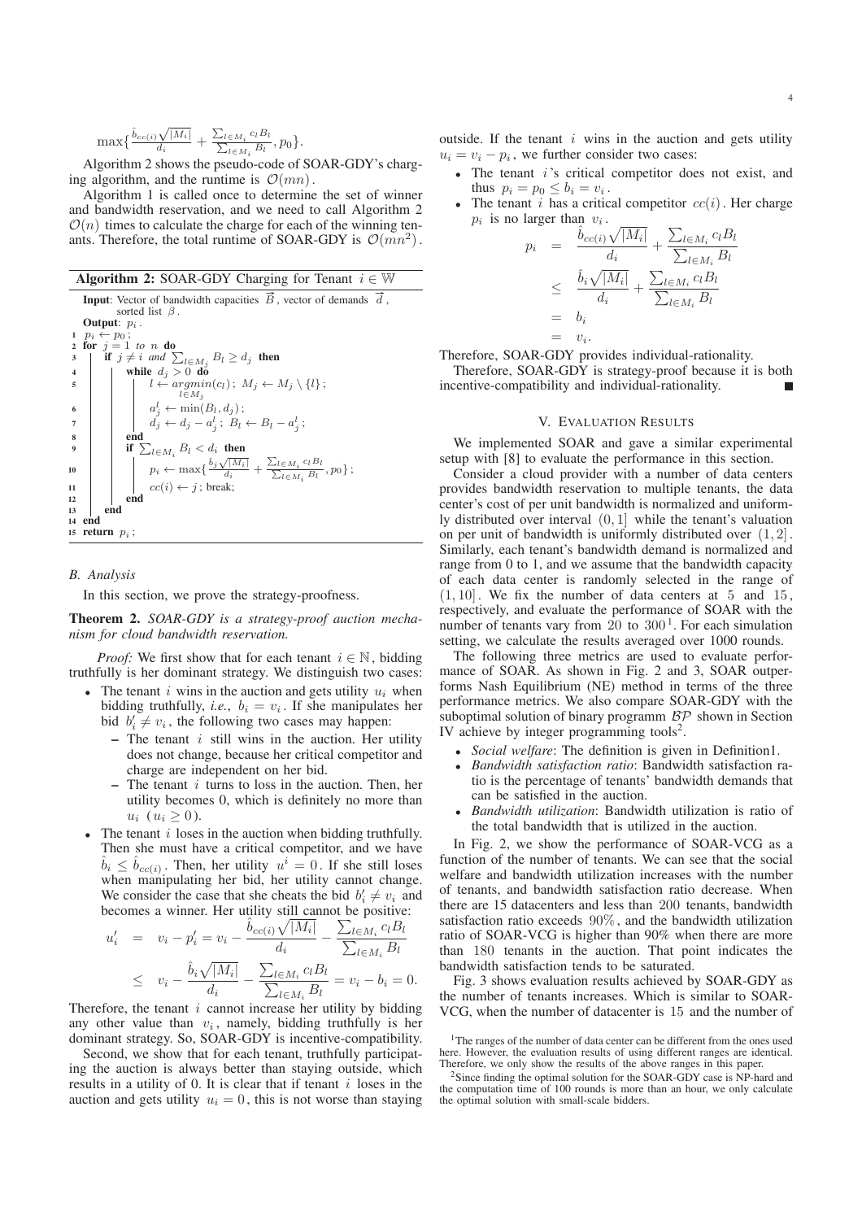$\max\{\frac{\hat{b}_{cc(i)}\sqrt{|M_i|}}{d_i} + \frac{\sum_{l\in M_i} c_l B_l}{\sum_{l\in M_i} B_l}, p_0\}$.

Algorithm 2 shows the pseudo-code of SOAR-GDY's charging algorithm, and the runtime is $\mathcal{O}(mn)$.

Algorithm 1 is called once to determine the set of winner and bandwidth reservation, and we need to call Algorithm 2 $\mathcal{O}(n)$ times to calculate the charge for each of the winning tenants. Therefore, the total runtime of SOAR-GDY is $\mathcal{O}(mn^2)$.

**Algorithm 2:** SOAR-GDY Charging for Tenant $i \in \mathbb{W}$

```
Input: Vector of bandwidth capacities B, vector of demands d, sorted list β.
Output: p_i.
1  p_i ← p_0;
2  for j = 1 to n do
3      if j ≠ i and Σ_{l∈M_j} B_l ≥ d_j then
4          while d_j > 0 do
5              l ← argmin_{l∈M_j}(c_l); M_j ← M_j \ {l};
6              a_j^l ← min(B_l, d_j);
7              d_j ← d_j − a_j^l; B_l ← B_l − a_j^l;
8          end
9          if Σ_{l∈M_i} B_l < d_i then
10             p_i ← max{ b̂_j √|M_i| / d_i + Σ_{l∈M_i} c_l B_l / Σ_{l∈M_i} B_l , p_0 };
11             cc(i) ← j; break;
12         end
13     end
14 end
15 return p_i;
```

### B. Analysis

In this section, we prove the strategy-proofness.

**Theorem 2.** *SOAR-GDY is a strategy-proof auction mechanism for cloud bandwidth reservation.*

*Proof:* We first show that for each tenant $i \in \mathbb{N}$, bidding truthfully is her dominant strategy. We distinguish two cases:

- The tenant $i$ wins in the auction and gets utility $u_i$ when bidding truthfully, *i.e.*, $b_i = v_i$. If she manipulates her bid $b_i' \neq v_i$, the following two cases may happen:
  - The tenant $i$ still wins in the auction. Her utility does not change, because her critical competitor and charge are independent on her bid.
  - The tenant $i$ turns to loss in the auction. Then, her utility becomes 0, which is definitely no more than $u_i$ $(u_i \geq 0)$.
- The tenant $i$ loses in the auction when bidding truthfully. Then she must have a critical competitor, and we have $\hat{b}_i \leq \hat{b}_{cc(i)}$. Then, her utility $u^i = 0$. If she still loses when manipulating her bid, her utility cannot change. We consider the case that she cheats the bid $b_i' \neq v_i$ and becomes a winner. Her utility still cannot be positive:

$$
\begin{aligned}
u_i' &= v_i - p_i' = v_i - \frac{\hat{b}_{cc(i)}\sqrt{|M_i|}}{d_i} - \frac{\sum_{l\in M_i} c_l B_l}{\sum_{l\in M_i} B_l} \\
&\leq v_i - \frac{\hat{b}_i\sqrt{|M_i|}}{d_i} - \frac{\sum_{l\in M_i} c_l B_l}{\sum_{l\in M_i} B_l} = v_i - b_i = 0.
\end{aligned}
$$

Therefore, the tenant $i$ cannot increase her utility by bidding any other value than $v_i$, namely, bidding truthfully is her dominant strategy. So, SOAR-GDY is incentive-compatibility.

Second, we show that for each tenant, truthfully participating the auction is always better than staying outside, which results in a utility of 0. It is clear that if tenant $i$ loses in the auction and gets utility $u_i = 0$, this is not worse than staying outside. If the tenant $i$ wins in the auction and gets utility $u_i = v_i - p_i$, we further consider two cases:

- The tenant $i$'s critical competitor does not exist, and thus $p_i = p_0 \leq b_i = v_i$.
- The tenant $i$ has a critical competitor $cc(i)$. Her charge $p_i$ is no larger than $v_i$.

$$
\begin{aligned}
p_i &= \frac{\hat{b}_{cc(i)}\sqrt{|M_i|}}{d_i} + \frac{\sum_{l\in M_i} c_l B_l}{\sum_{l\in M_i} B_l} \\
&\leq \frac{\hat{b}_i\sqrt{|M_i|}}{d_i} + \frac{\sum_{l\in M_i} c_l B_l}{\sum_{l\in M_i} B_l} \\
&= b_i \\
&= v_i.
\end{aligned}
$$

Therefore, SOAR-GDY provides individual-rationality.

Therefore, SOAR-GDY is strategy-proof because it is both incentive-compatibility and individual-rationality. ∎

## V. Evaluation Results

We implemented SOAR and gave a similar experimental setup with [8] to evaluate the performance in this section.

Consider a cloud provider with a number of data centers provides bandwidth reservation to multiple tenants, the data center's cost of per unit bandwidth is normalized and uniformly distributed over interval $(0, 1]$ while the tenant's valuation on per unit of bandwidth is uniformly distributed over $(1, 2]$. Similarly, each tenant's bandwidth demand is normalized and range from 0 to 1, and we assume that the bandwidth capacity of each data center is randomly selected in the range of $(1, 10]$. We fix the number of data centers at 5 and 15, respectively, and evaluate the performance of SOAR with the number of tenants vary from 20 to 300[1]. For each simulation setting, we calculate the results averaged over 1000 rounds.

The following three metrics are used to evaluate performance of SOAR. As shown in Fig. 2 and 3, SOAR outperforms Nash Equilibrium (NE) method in terms of the three performance metrics. We also compare SOAR-GDY with the suboptimal solution of binary programm $\mathcal{BP}$ shown in Section IV achieve by integer programming tools[2].

- *Social welfare*: The definition is given in Definition1.
- *Bandwidth satisfaction ratio*: Bandwidth satisfaction ratio is the percentage of tenants' bandwidth demands that can be satisfied in the auction.
- *Bandwidth utilization*: Bandwidth utilization is ratio of the total bandwidth that is utilized in the auction.

In Fig. 2, we show the performance of SOAR-VCG as a function of the number of tenants. We can see that the social welfare and bandwidth utilization increases with the number of tenants, and bandwidth satisfaction ratio decrease. When there are 15 datacenters and less than 200 tenants, bandwidth satisfaction ratio exceeds 90%, and the bandwidth utilization ratio of SOAR-VCG is higher than 90% when there are more than 180 tenants in the auction. That point indicates the bandwidth satisfaction tends to be saturated.

Fig. 3 shows evaluation results achieved by SOAR-GDY as the number of tenants increases. Which is similar to SOAR-VCG, when the number of datacenter is 15 and the number of

[1] The ranges of the number of data center can be different from the ones used here. However, the evaluation results of using different ranges are identical. Therefore, we only show the results of the above ranges in this paper.

[2] Since finding the optimal solution for the SOAR-GDY case is NP-hard and the computation time of 100 rounds is more than an hour, we only calculate the optimal solution with small-scale bidders.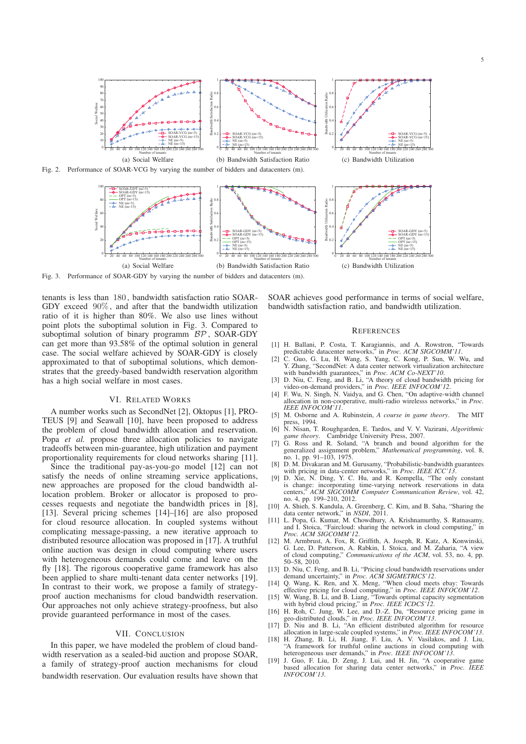(a) Social Welfare (b) Bandwidth Satisfaction Ratio (c) Bandwidth Utilization

Fig. 2. Performance of SOAR-VCG by varying the number of bidders and datacenters (m).

(a) Social Welfare (b) Bandwidth Satisfaction Ratio (c) Bandwidth Utilization

Fig. 3. Performance of SOAR-GDY by varying the number of bidders and datacenters (m).

tenants is less than 180, bandwidth satisfaction ratio SOAR-GDY exceed 90%, and after that the bandwidth utilization ratio of it is higher than 80%. We also use lines without point plots the suboptimal solution in Fig. 3. Compared to suboptimal solution of binary programm $\mathcal{BP}$, SOAR-GDY can get more than 93.58% of the optimal solution in general case. The social welfare achieved by SOAR-GDY is closely approximated to that of suboptimal solutions, which demonstrates that the greedy-based bandwidth reservation algorithm has a high social welfare in most cases.

## VI. Related Works

A number works such as SecondNet [2], Oktopus [1], PROTEUS [9] and Seawall [10], have been proposed to address the problem of cloud bandwidth allocation and reservation. Popa *et al.* propose three allocation policies to navigate tradeoffs between min-guarantee, high utilization and payment proportionality requirements for cloud networks sharing [11].

Since the traditional pay-as-you-go model [12] can not satisfy the needs of online streaming service applications, new approaches are proposed for the cloud bandwidth allocation problem. Broker or allocator is proposed to processes requests and negotiate the bandwidth prices in [8], [13]. Several pricing schemes [14]–[16] are also proposed for cloud resource allocation. In coupled systems without complicating message-passing, a new iterative approach to distributed resource allocation was proposed in [17]. A truthful online auction was design in cloud computing where users with heterogeneous demands could come and leave on the fly [18]. The rigorous cooperative game framework has also been applied to share multi-tenant data center networks [19]. In contrast to their work, we propose a family of strategy-proof auction mechanisms for cloud bandwidth reservation. Our approaches not only achieve strategy-proofness, but also provide guaranteed performance in most of the cases.

## VII. Conclusion

In this paper, we have modeled the problem of cloud bandwidth reservation as a sealed-bid auction and propose SOAR, a family of strategy-proof auction mechanisms for cloud bandwidth reservation. Our evaluation results have shown that SOAR achieves good performance in terms of social welfare, bandwidth satisfaction ratio, and bandwidth utilization.

## References

[1] H. Ballani, P. Costa, T. Karagiannis, and A. Rowstron, "Towards predictable datacenter networks," in *Proc. ACM SIGCOMM'11*.

[2] C. Guo, G. Lu, H. Wang, S. Yang, C. Kong, P. Sun, W. Wu, and Y. Zhang, "SecondNet: A data center network virtualization architecture with bandwidth guarantees," in *Proc. ACM Co-NEXT'10*.

[3] D. Niu, C. Feng, and B. Li, "A theory of cloud bandwidth pricing for video-on-demand providers," in *Proc. IEEE INFOCOM'12*.

[4] F. Wu, N. Singh, N. Vaidya, and G. Chen, "On adaptive-width channel allocation in non-cooperative, multi-radio wirelesss networks," in *Proc. IEEE INFOCOM'11*.

[5] M. Osborne and A. Rubinstein, *A course in game theory*. The MIT press, 1994.

[6] N. Nisan, T. Roughgarden, E. Tardos, and V. V. Vazirani, *Algorithmic game theory*. Cambridge University Press, 2007.

[7] G. Ross and R. Soland, "A branch and bound algorithm for the generalized assignment problem," *Mathematical programming*, vol. 8, no. 1, pp. 91–103, 1975.

[8] D. M. Divakaran and M. Gurusamy, "Probabilistic-bandwidth guarantees with pricing in data-center networks," in *Proc. IEEE ICC'13*.

[9] D. Xie, N. Ding, Y. C. Hu, and R. Kompella, "The only constant is change: incorporating time-varying network reservations in data centers," *ACM SIGCOMM Computer Communication Review*, vol. 42, no. 4, pp. 199–210, 2012.

[10] A. Shieh, S. Kandula, A. Greenberg, C. Kim, and B. Saha, "Sharing the data center network," in *NSDI*, 2011.

[11] L. Popa, G. Kumar, M. Chowdhury, A. Krishnamurthy, S. Ratnasamy, and I. Stoica, "Faircloud: sharing the network in cloud computing," in *Proc. ACM SIGCOMM'12*.

[12] M. Armbrust, A. Fox, R. Griffith, A. Joseph, R. Katz, A. Konwinski, G. Lee, D. Patterson, A. Rabkin, I. Stoica, and M. Zaharia, "A view of cloud computing," *Communications of the ACM*, vol. 53, no. 4, pp. 50–58, 2010.

[13] D. Niu, C. Feng, and B. Li, "Pricing cloud bandwidth reservations under demand uncertainty," in *Proc. ACM SIGMETRICS'12*.

[14] Q. Wang, K. Ren, and X. Meng, "When cloud meets ebay: Towards effective pricing for cloud computing," in *Proc. IEEE INFOCOM'12*.

[15] W. Wang, B. Li, and B. Liang, "Towards optimal capacity segmentation with hybrid cloud pricing," in *Proc. IEEE ICDCS'12*.

[16] H. Roh, C. Jung, W. Lee, and D.-Z. Du, "Resource pricing game in geo-distributed clouds," in *Proc. IEEE INFOCOM'13*.

[17] D. Niu and B. Li, "An efficient distributed algorithm for resource allocation in large-scale coupled systems," in *Proc. IEEE INFOCOM'13*.

[18] H. Zhang, B. Li, H. Jiang, F. Liu, A. V. Vasilakos, and J. Liu, "A framework for truthful online auctions in cloud computing with heterogeneous user demands," in *Proc. IEEE INFOCOM'13*.

[19] J. Guo, F. Liu, D. Zeng, J. Lui, and H. Jin, "A cooperative game based allocation for sharing data center networks," in *Proc. IEEE INFOCOM'13*.